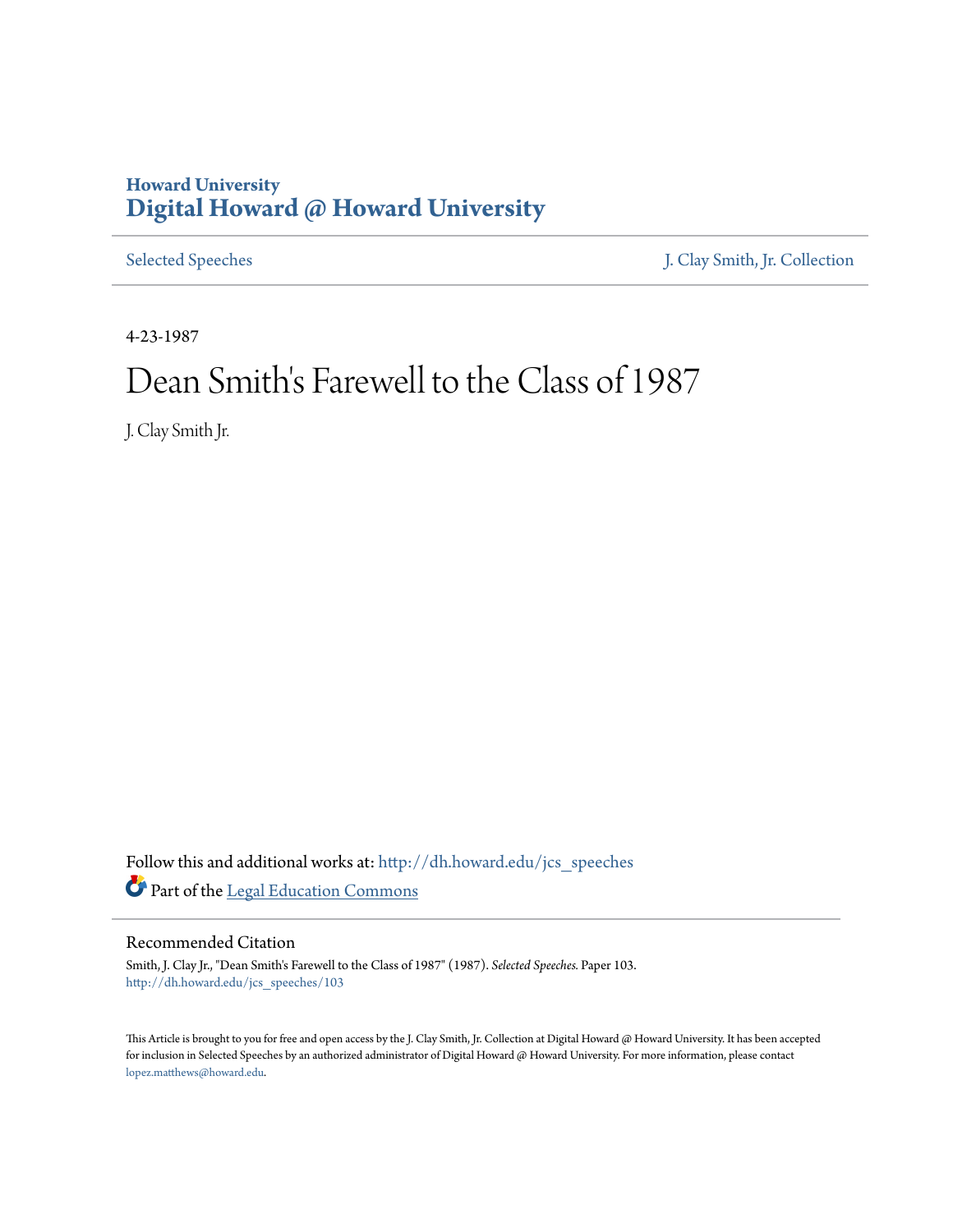Howard University
# Digital Howard @ Howard University

Selected Speeches | J. Clay Smith, Jr. Collection

4-23-1987

# Dean Smith's Farewell to the Class of 1987

J. Clay Smith Jr.

Follow this and additional works at: http://dh.howard.edu/jcs_speeches

Part of the Legal Education Commons

## Recommended Citation

Smith, J. Clay Jr., "Dean Smith's Farewell to the Class of 1987" (1987). *Selected Speeches.* Paper 103.
http://dh.howard.edu/jcs_speeches/103

This Article is brought to you for free and open access by the J. Clay Smith, Jr. Collection at Digital Howard @ Howard University. It has been accepted for inclusion in Selected Speeches by an authorized administrator of Digital Howard @ Howard University. For more information, please contact lopez.matthews@howard.edu.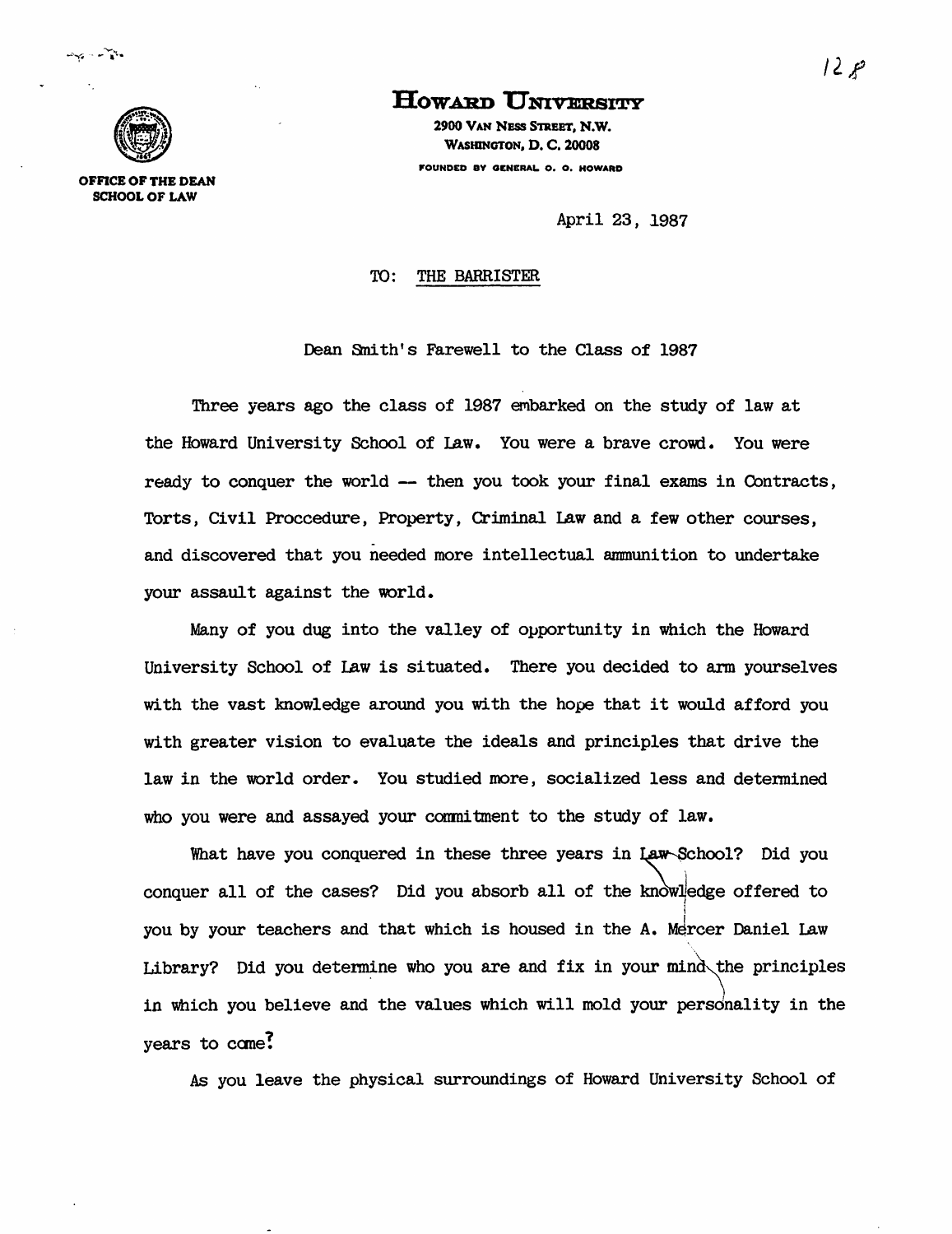**Howard University**

2900 Van Ness Street, N.W.
Washington, D. C. 20008
FOUNDED BY GENERAL O. O. HOWARD

OFFICE OF THE DEAN
SCHOOL OF LAW

April 23, 1987

TO: THE BARRISTER

Dean Smith's Farewell to the Class of 1987

Three years ago the class of 1987 embarked on the study of law at the Howard University School of Law. You were a brave crowd. You were ready to conquer the world -- then you took your final exams in Contracts, Torts, Civil Proccedure, Property, Criminal Law and a few other courses, and discovered that you needed more intellectual ammunition to undertake your assault against the world.

Many of you dug into the valley of opportunity in which the Howard University School of Law is situated. There you decided to arm yourselves with the vast knowledge around you with the hope that it would afford you with greater vision to evaluate the ideals and principles that drive the law in the world order. You studied more, socialized less and determined who you were and assayed your commitment to the study of law.

What have you conquered in these three years in Law School? Did you conquer all of the cases? Did you absorb all of the knowledge offered to you by your teachers and that which is housed in the A. Mercer Daniel Law Library? Did you determine who you are and fix in your mind the principles in which you believe and the values which will mold your personality in the years to come?

As you leave the physical surroundings of Howard University School of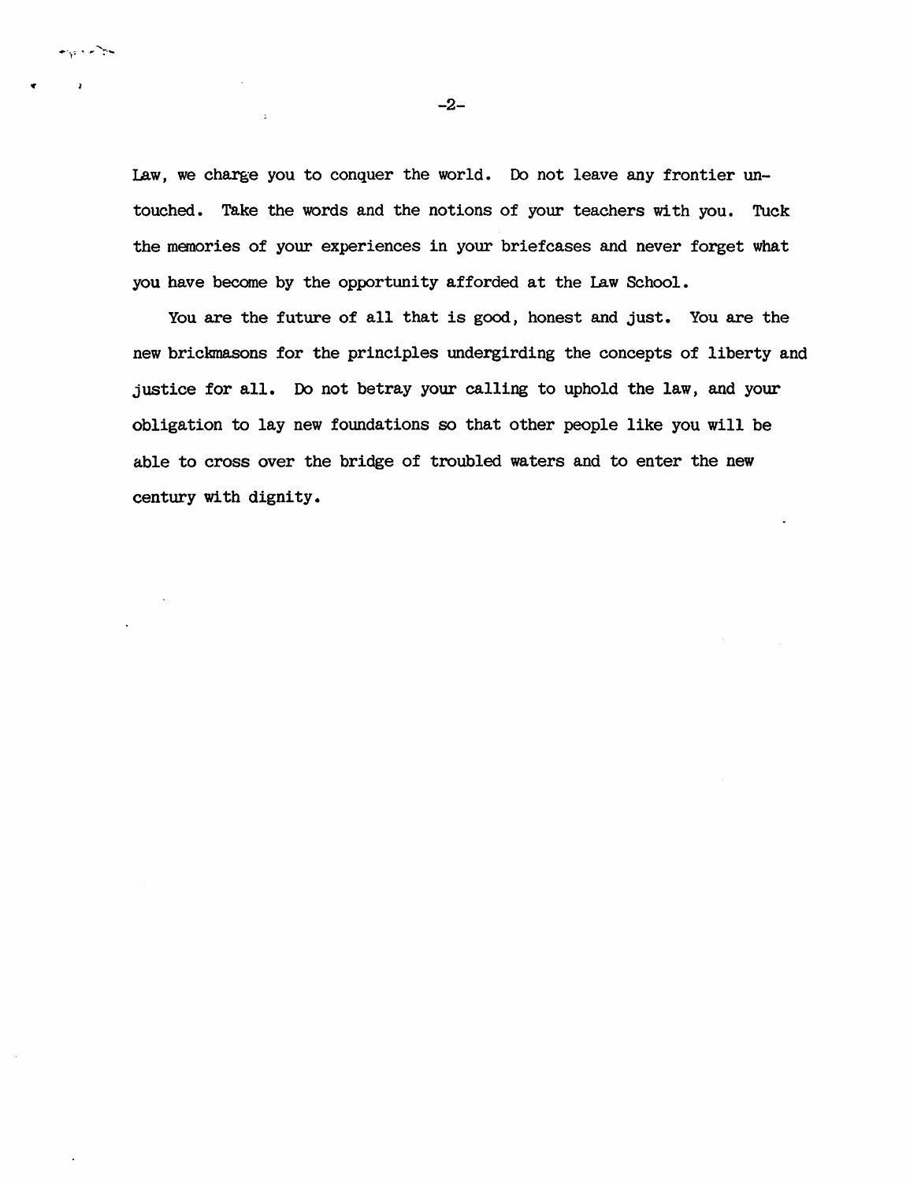Law, we charge you to conquer the world. Do not leave any frontier untouched. Take the words and the notions of your teachers with you. Tuck the memories of your experiences in your briefcases and never forget what you have become by the opportunity afforded at the Law School.

You are the future of all that is good, honest and just. You are the new brickmasons for the principles undergirding the concepts of liberty and justice for all. Do not betray your calling to uphold the law, and your obligation to lay new foundations so that other people like you will be able to cross over the bridge of troubled waters and to enter the new century with dignity.